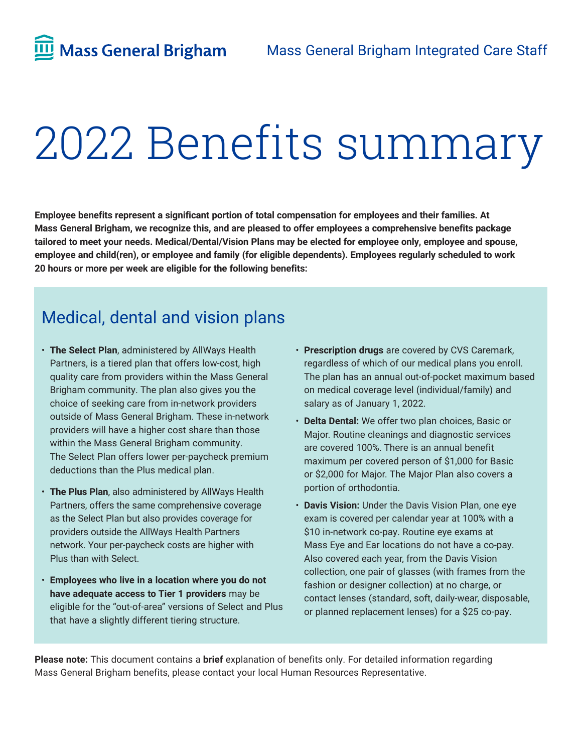Mass General Brigham Integrated Care Staff

# 2022 Benefits summary

**Employee benefits represent a significant portion of total compensation for employees and their families. At Mass General Brigham, we recognize this, and are pleased to offer employees a comprehensive benefits package tailored to meet your needs. Medical/Dental/Vision Plans may be elected for employee only, employee and spouse, employee and child(ren), or employee and family (for eligible dependents). Employees regularly scheduled to work 20 hours or more per week are eligible for the following benefits:**

## Medical, dental and vision plans

- **The Select Plan**, administered by AllWays Health Partners, is a tiered plan that offers low-cost, high quality care from providers within the Mass General Brigham community. The plan also gives you the choice of seeking care from in-network providers outside of Mass General Brigham. These in-network providers will have a higher cost share than those within the Mass General Brigham community. The Select Plan offers lower per-paycheck premium deductions than the Plus medical plan.
- **The Plus Plan**, also administered by AllWays Health Partners, offers the same comprehensive coverage as the Select Plan but also provides coverage for providers outside the AllWays Health Partners network. Your per-paycheck costs are higher with Plus than with Select.
- **Employees who live in a location where you do not have adequate access to Tier 1 providers** may be eligible for the "out-of-area" versions of Select and Plus that have a slightly different tiering structure.
- **Prescription drugs** are covered by CVS Caremark, regardless of which of our medical plans you enroll. The plan has an annual out-of-pocket maximum based on medical coverage level (individual/family) and salary as of January 1, 2022.
- **Delta Dental:** We offer two plan choices, Basic or Major. Routine cleanings and diagnostic services are covered 100%. There is an annual benefit maximum per covered person of $1,000 for Basic or $2,000 for Major. The Major Plan also covers a portion of orthodontia.
- **Davis Vision:** Under the Davis Vision Plan, one eye exam is covered per calendar year at 100% with a $10 in-network co-pay. Routine eye exams at Mass Eye and Ear locations do not have a co-pay. Also covered each year, from the Davis Vision collection, one pair of glasses (with frames from the fashion or designer collection) at no charge, or contact lenses (standard, soft, daily-wear, disposable, or planned replacement lenses) for a $25 co-pay.

**Please note:** This document contains a **brief** explanation of benefits only. For detailed information regarding Mass General Brigham benefits, please contact your local Human Resources Representative.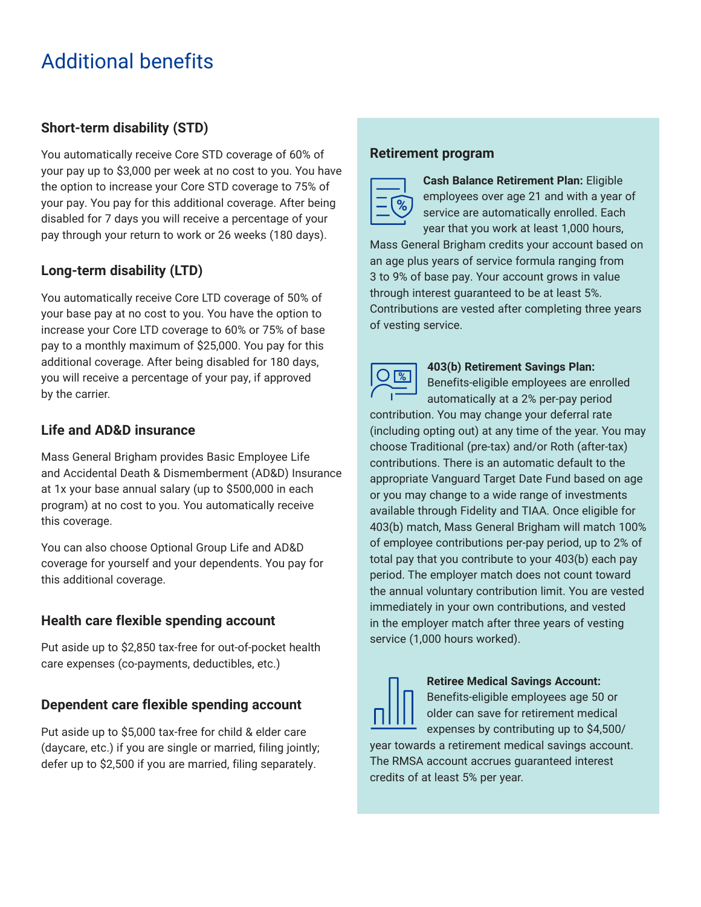# Additional benefits

### Short-term disability (STD)

You automatically receive Core STD coverage of 60% of your pay up to $3,000 per week at no cost to you. You have the option to increase your Core STD coverage to 75% of your pay. You pay for this additional coverage. After being disabled for 7 days you will receive a percentage of your pay through your return to work or 26 weeks (180 days).

### Long-term disability (LTD)

You automatically receive Core LTD coverage of 50% of your base pay at no cost to you. You have the option to increase your Core LTD coverage to 60% or 75% of base pay to a monthly maximum of $25,000. You pay for this additional coverage. After being disabled for 180 days, you will receive a percentage of your pay, if approved by the carrier.

### Life and AD&D insurance

Mass General Brigham provides Basic Employee Life and Accidental Death & Dismemberment (AD&D) Insurance at 1x your base annual salary (up to $500,000 in each program) at no cost to you. You automatically receive this coverage.

You can also choose Optional Group Life and AD&D coverage for yourself and your dependents. You pay for this additional coverage.

### Health care flexible spending account

Put aside up to $2,850 tax-free for out-of-pocket health care expenses (co-payments, deductibles, etc.)

### Dependent care flexible spending account

Put aside up to $5,000 tax-free for child & elder care (daycare, etc.) if you are single or married, filing jointly; defer up to $2,500 if you are married, filing separately.

### Retirement program

**Cash Balance Retirement Plan:** Eligible employees over age 21 and with a year of service are automatically enrolled. Each year that you work at least 1,000 hours, Mass General Brigham credits your account based on an age plus years of service formula ranging from 3 to 9% of base pay. Your account grows in value through interest guaranteed to be at least 5%. Contributions are vested after completing three years of vesting service.

**403(b) Retirement Savings Plan:** Benefits-eligible employees are enrolled automatically at a 2% per-pay period contribution. You may change your deferral rate (including opting out) at any time of the year. You may choose Traditional (pre-tax) and/or Roth (after-tax) contributions. There is an automatic default to the appropriate Vanguard Target Date Fund based on age or you may change to a wide range of investments available through Fidelity and TIAA. Once eligible for 403(b) match, Mass General Brigham will match 100% of employee contributions per-pay period, up to 2% of total pay that you contribute to your 403(b) each pay period. The employer match does not count toward the annual voluntary contribution limit. You are vested immediately in your own contributions, and vested in the employer match after three years of vesting service (1,000 hours worked).

**Retiree Medical Savings Account:** Benefits-eligible employees age 50 or older can save for retirement medical expenses by contributing up to $4,500/year towards a retirement medical savings account. The RMSA account accrues guaranteed interest credits of at least 5% per year.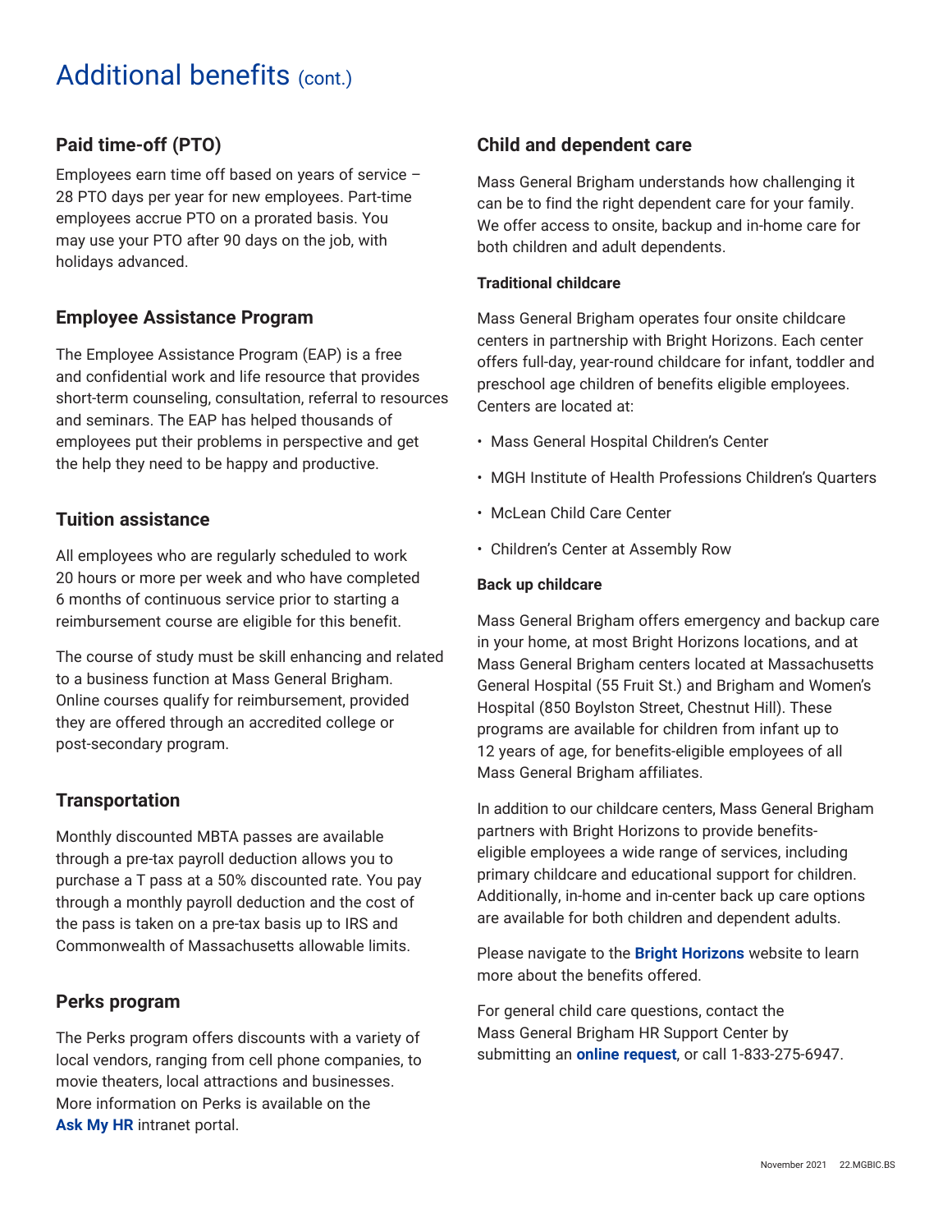# Additional benefits (cont.)

## Paid time-off (PTO)

Employees earn time off based on years of service – 28 PTO days per year for new employees. Part-time employees accrue PTO on a prorated basis. You may use your PTO after 90 days on the job, with holidays advanced.

## Employee Assistance Program

The Employee Assistance Program (EAP) is a free and confidential work and life resource that provides short-term counseling, consultation, referral to resources and seminars. The EAP has helped thousands of employees put their problems in perspective and get the help they need to be happy and productive.

## Tuition assistance

All employees who are regularly scheduled to work 20 hours or more per week and who have completed 6 months of continuous service prior to starting a reimbursement course are eligible for this benefit.

The course of study must be skill enhancing and related to a business function at Mass General Brigham. Online courses qualify for reimbursement, provided they are offered through an accredited college or post-secondary program.

## Transportation

Monthly discounted MBTA passes are available through a pre-tax payroll deduction allows you to purchase a T pass at a 50% discounted rate. You pay through a monthly payroll deduction and the cost of the pass is taken on a pre-tax basis up to IRS and Commonwealth of Massachusetts allowable limits.

## Perks program

The Perks program offers discounts with a variety of local vendors, ranging from cell phone companies, to movie theaters, local attractions and businesses. More information on Perks is available on the **Ask My HR** intranet portal.

## Child and dependent care

Mass General Brigham understands how challenging it can be to find the right dependent care for your family. We offer access to onsite, backup and in-home care for both children and adult dependents.

### Traditional childcare

Mass General Brigham operates four onsite childcare centers in partnership with Bright Horizons. Each center offers full-day, year-round childcare for infant, toddler and preschool age children of benefits eligible employees. Centers are located at:

- Mass General Hospital Children's Center
- MGH Institute of Health Professions Children's Quarters
- McLean Child Care Center
- Children's Center at Assembly Row

### Back up childcare

Mass General Brigham offers emergency and backup care in your home, at most Bright Horizons locations, and at Mass General Brigham centers located at Massachusetts General Hospital (55 Fruit St.) and Brigham and Women's Hospital (850 Boylston Street, Chestnut Hill). These programs are available for children from infant up to 12 years of age, for benefits-eligible employees of all Mass General Brigham affiliates.

In addition to our childcare centers, Mass General Brigham partners with Bright Horizons to provide benefits-eligible employees a wide range of services, including primary childcare and educational support for children. Additionally, in-home and in-center back up care options are available for both children and dependent adults.

Please navigate to the **Bright Horizons** website to learn more about the benefits offered.

For general child care questions, contact the Mass General Brigham HR Support Center by submitting an **online request**, or call 1-833-275-6947.